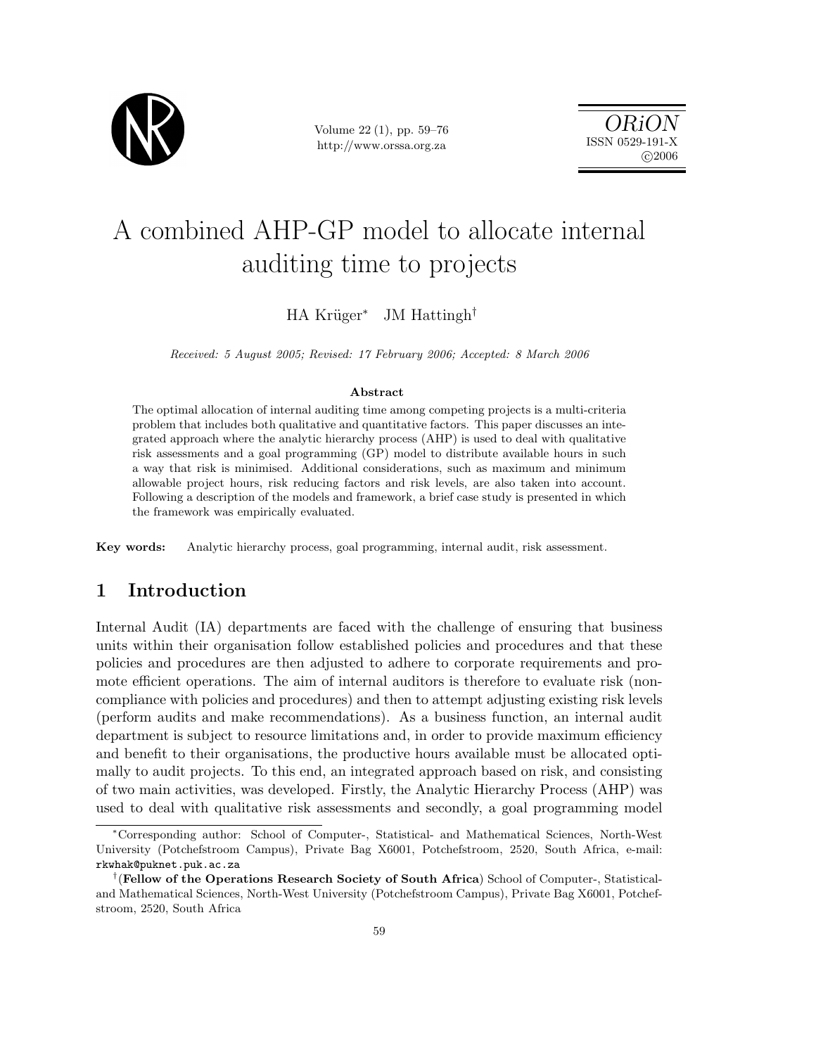# A combined AHP-GP model to allocate internal auditing time to projects

HA Krüger[*] JM Hattingh[†]

*Received: 5 August 2005; Revised: 17 February 2006; Accepted: 8 March 2006*

**Abstract**

The optimal allocation of internal auditing time among competing projects is a multi-criteria problem that includes both qualitative and quantitative factors. This paper discusses an integrated approach where the analytic hierarchy process (AHP) is used to deal with qualitative risk assessments and a goal programming (GP) model to distribute available hours in such a way that risk is minimised. Additional considerations, such as maximum and minimum allowable project hours, risk reducing factors and risk levels, are also taken into account. Following a description of the models and framework, a brief case study is presented in which the framework was empirically evaluated.

**Key words:** Analytic hierarchy process, goal programming, internal audit, risk assessment.

## 1 Introduction

Internal Audit (IA) departments are faced with the challenge of ensuring that business units within their organisation follow established policies and procedures and that these policies and procedures are then adjusted to adhere to corporate requirements and promote efficient operations. The aim of internal auditors is therefore to evaluate risk (non-compliance with policies and procedures) and then to attempt adjusting existing risk levels (perform audits and make recommendations). As a business function, an internal audit department is subject to resource limitations and, in order to provide maximum efficiency and benefit to their organisations, the productive hours available must be allocated optimally to audit projects. To this end, an integrated approach based on risk, and consisting of two main activities, was developed. Firstly, the Analytic Hierarchy Process (AHP) was used to deal with qualitative risk assessments and secondly, a goal programming model

---

[*] Corresponding author: School of Computer-, Statistical- and Mathematical Sciences, North-West University (Potchefstroom Campus), Private Bag X6001, Potchefstroom, 2520, South Africa, e-mail: rkwhak@puknet.puk.ac.za

[†] (**Fellow of the Operations Research Society of South Africa**) School of Computer-, Statistical- and Mathematical Sciences, North-West University (Potchefstroom Campus), Private Bag X6001, Potchefstroom, 2520, South Africa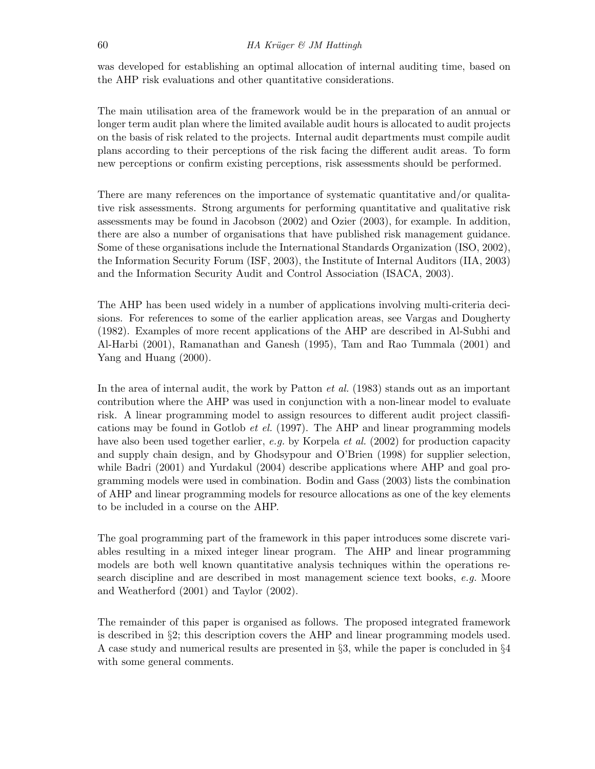was developed for establishing an optimal allocation of internal auditing time, based on the AHP risk evaluations and other quantitative considerations.

The main utilisation area of the framework would be in the preparation of an annual or longer term audit plan where the limited available audit hours is allocated to audit projects on the basis of risk related to the projects. Internal audit departments must compile audit plans according to their perceptions of the risk facing the different audit areas. To form new perceptions or confirm existing perceptions, risk assessments should be performed.

There are many references on the importance of systematic quantitative and/or qualitative risk assessments. Strong arguments for performing quantitative and qualitative risk assessments may be found in Jacobson (2002) and Ozier (2003), for example. In addition, there are also a number of organisations that have published risk management guidance. Some of these organisations include the International Standards Organization (ISO, 2002), the Information Security Forum (ISF, 2003), the Institute of Internal Auditors (IIA, 2003) and the Information Security Audit and Control Association (ISACA, 2003).

The AHP has been used widely in a number of applications involving multi-criteria decisions. For references to some of the earlier application areas, see Vargas and Dougherty (1982). Examples of more recent applications of the AHP are described in Al-Subhi and Al-Harbi (2001), Ramanathan and Ganesh (1995), Tam and Rao Tummala (2001) and Yang and Huang (2000).

In the area of internal audit, the work by Patton *et al.* (1983) stands out as an important contribution where the AHP was used in conjunction with a non-linear model to evaluate risk. A linear programming model to assign resources to different audit project classifications may be found in Gotlob *et el.* (1997). The AHP and linear programming models have also been used together earlier, *e.g.* by Korpela *et al.* (2002) for production capacity and supply chain design, and by Ghodsypour and O'Brien (1998) for supplier selection, while Badri (2001) and Yurdakul (2004) describe applications where AHP and goal programming models were used in combination. Bodin and Gass (2003) lists the combination of AHP and linear programming models for resource allocations as one of the key elements to be included in a course on the AHP.

The goal programming part of the framework in this paper introduces some discrete variables resulting in a mixed integer linear program. The AHP and linear programming models are both well known quantitative analysis techniques within the operations research discipline and are described in most management science text books, *e.g.* Moore and Weatherford (2001) and Taylor (2002).

The remainder of this paper is organised as follows. The proposed integrated framework is described in §2; this description covers the AHP and linear programming models used. A case study and numerical results are presented in §3, while the paper is concluded in §4 with some general comments.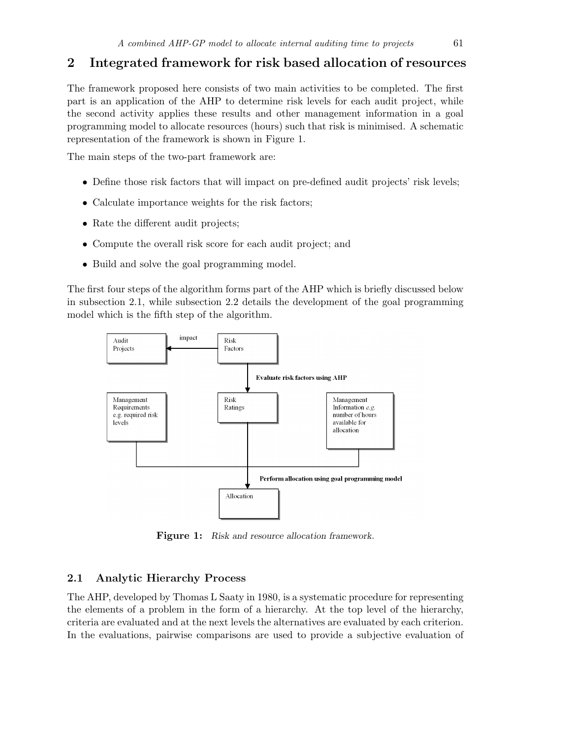## 2 Integrated framework for risk based allocation of resources

The framework proposed here consists of two main activities to be completed. The first part is an application of the AHP to determine risk levels for each audit project, while the second activity applies these results and other management information in a goal programming model to allocate resources (hours) such that risk is minimised. A schematic representation of the framework is shown in Figure 1.

The main steps of the two-part framework are:

- Define those risk factors that will impact on pre-defined audit projects' risk levels;
- Calculate importance weights for the risk factors;
- Rate the different audit projects;
- Compute the overall risk score for each audit project; and
- Build and solve the goal programming model.

The first four steps of the algorithm forms part of the AHP which is briefly discussed below in subsection 2.1, while subsection 2.2 details the development of the goal programming model which is the fifth step of the algorithm.

**Figure 1:** *Risk and resource allocation framework.*

### 2.1 Analytic Hierarchy Process

The AHP, developed by Thomas L Saaty in 1980, is a systematic procedure for representing the elements of a problem in the form of a hierarchy. At the top level of the hierarchy, criteria are evaluated and at the next levels the alternatives are evaluated by each criterion. In the evaluations, pairwise comparisons are used to provide a subjective evaluation of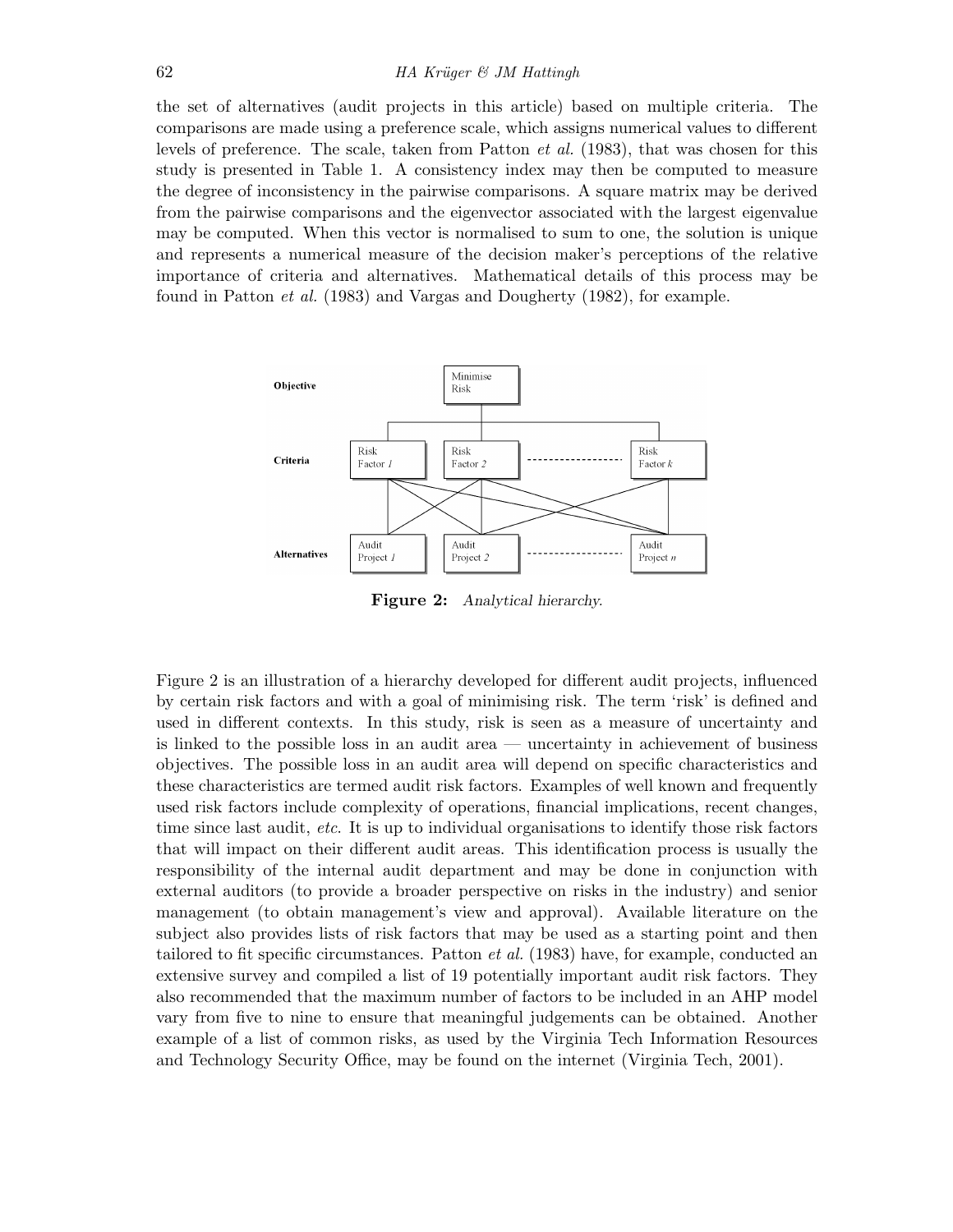the set of alternatives (audit projects in this article) based on multiple criteria. The comparisons are made using a preference scale, which assigns numerical values to different levels of preference. The scale, taken from Patton *et al.* (1983), that was chosen for this study is presented in Table 1. A consistency index may then be computed to measure the degree of inconsistency in the pairwise comparisons. A square matrix may be derived from the pairwise comparisons and the eigenvector associated with the largest eigenvalue may be computed. When this vector is normalised to sum to one, the solution is unique and represents a numerical measure of the decision maker's perceptions of the relative importance of criteria and alternatives. Mathematical details of this process may be found in Patton *et al.* (1983) and Vargas and Dougherty (1982), for example.

**Figure 2:** *Analytical hierarchy.*

Figure 2 is an illustration of a hierarchy developed for different audit projects, influenced by certain risk factors and with a goal of minimising risk. The term 'risk' is defined and used in different contexts. In this study, risk is seen as a measure of uncertainty and is linked to the possible loss in an audit area — uncertainty in achievement of business objectives. The possible loss in an audit area will depend on specific characteristics and these characteristics are termed audit risk factors. Examples of well known and frequently used risk factors include complexity of operations, financial implications, recent changes, time since last audit, *etc.* It is up to individual organisations to identify those risk factors that will impact on their different audit areas. This identification process is usually the responsibility of the internal audit department and may be done in conjunction with external auditors (to provide a broader perspective on risks in the industry) and senior management (to obtain management's view and approval). Available literature on the subject also provides lists of risk factors that may be used as a starting point and then tailored to fit specific circumstances. Patton *et al.* (1983) have, for example, conducted an extensive survey and compiled a list of 19 potentially important audit risk factors. They also recommended that the maximum number of factors to be included in an AHP model vary from five to nine to ensure that meaningful judgements can be obtained. Another example of a list of common risks, as used by the Virginia Tech Information Resources and Technology Security Office, may be found on the internet (Virginia Tech, 2001).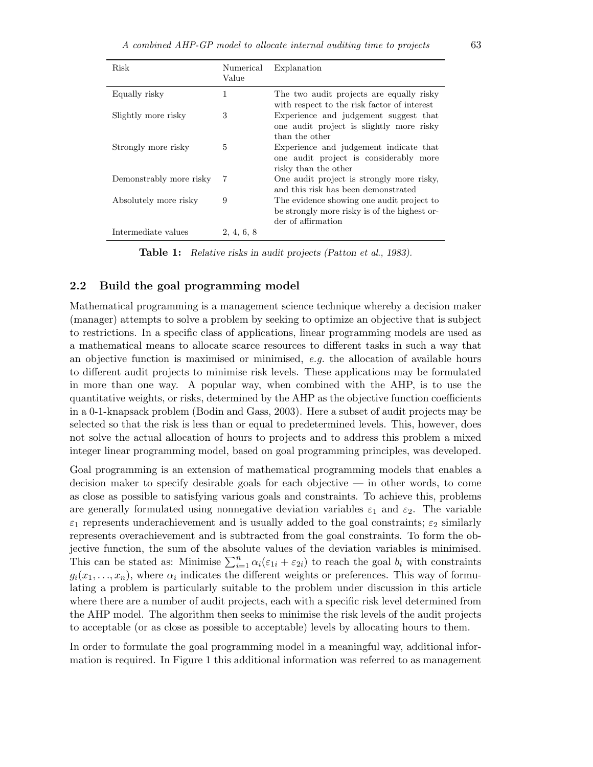| Risk | Numerical Value | Explanation |
|---|---|---|
| Equally risky | 1 | The two audit projects are equally risky with respect to the risk factor of interest |
| Slightly more risky | 3 | Experience and judgement suggest that one audit project is slightly more risky than the other |
| Strongly more risky | 5 | Experience and judgement indicate that one audit project is considerably more risky than the other |
| Demonstrably more risky | 7 | One audit project is strongly more risky, and this risk has been demonstrated |
| Absolutely more risky | 9 | The evidence showing one audit project to be strongly more risky is of the highest order of affirmation |
| Intermediate values | 2, 4, 6, 8 | |

**Table 1:** *Relative risks in audit projects (Patton et al., 1983).*

## 2.2 Build the goal programming model

Mathematical programming is a management science technique whereby a decision maker (manager) attempts to solve a problem by seeking to optimize an objective that is subject to restrictions. In a specific class of applications, linear programming models are used as a mathematical means to allocate scarce resources to different tasks in such a way that an objective function is maximised or minimised, *e.g.* the allocation of available hours to different audit projects to minimise risk levels. These applications may be formulated in more than one way. A popular way, when combined with the AHP, is to use the quantitative weights, or risks, determined by the AHP as the objective function coefficients in a 0-1-knapsack problem (Bodin and Gass, 2003). Here a subset of audit projects may be selected so that the risk is less than or equal to predetermined levels. This, however, does not solve the actual allocation of hours to projects and to address this problem a mixed integer linear programming model, based on goal programming principles, was developed.

Goal programming is an extension of mathematical programming models that enables a decision maker to specify desirable goals for each objective — in other words, to come as close as possible to satisfying various goals and constraints. To achieve this, problems are generally formulated using nonnegative deviation variables $\varepsilon_1$ and $\varepsilon_2$. The variable $\varepsilon_1$ represents underachievement and is usually added to the goal constraints; $\varepsilon_2$ similarly represents overachievement and is subtracted from the goal constraints. To form the objective function, the sum of the absolute values of the deviation variables is minimised. This can be stated as: Minimise $\sum_{i=1}^{n} \alpha_i(\varepsilon_{1i} + \varepsilon_{2i})$ to reach the goal $b_i$ with constraints $g_i(x_1, \ldots, x_n)$, where $\alpha_i$ indicates the different weights or preferences. This way of formulating a problem is particularly suitable to the problem under discussion in this article where there are a number of audit projects, each with a specific risk level determined from the AHP model. The algorithm then seeks to minimise the risk levels of the audit projects to acceptable (or as close as possible to acceptable) levels by allocating hours to them.

In order to formulate the goal programming model in a meaningful way, additional information is required. In Figure 1 this additional information was referred to as management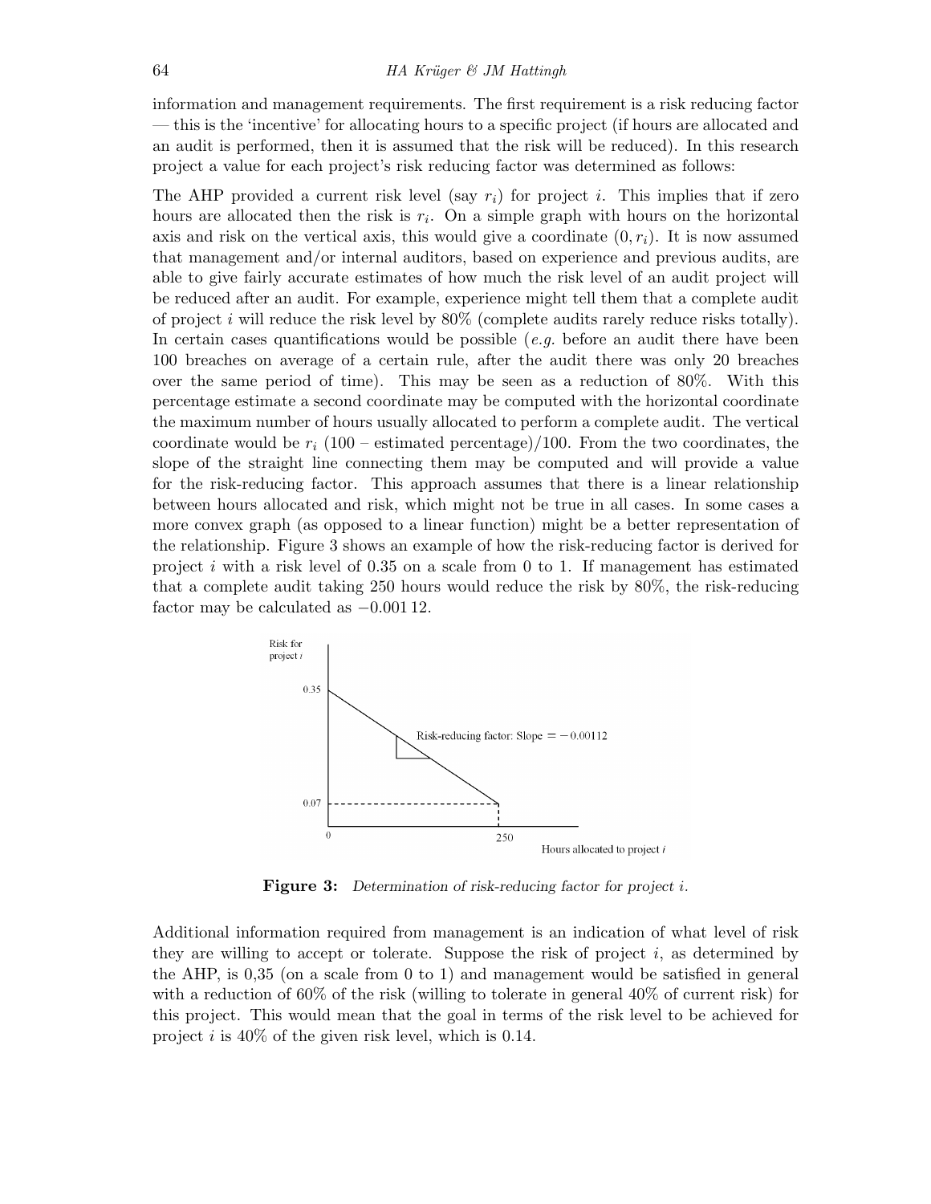information and management requirements. The first requirement is a risk reducing factor — this is the 'incentive' for allocating hours to a specific project (if hours are allocated and an audit is performed, then it is assumed that the risk will be reduced). In this research project a value for each project's risk reducing factor was determined as follows:

The AHP provided a current risk level (say $r_i$) for project $i$. This implies that if zero hours are allocated then the risk is $r_i$. On a simple graph with hours on the horizontal axis and risk on the vertical axis, this would give a coordinate $(0, r_i)$. It is now assumed that management and/or internal auditors, based on experience and previous audits, are able to give fairly accurate estimates of how much the risk level of an audit project will be reduced after an audit. For example, experience might tell them that a complete audit of project $i$ will reduce the risk level by 80% (complete audits rarely reduce risks totally). In certain cases quantifications would be possible (*e.g.* before an audit there have been 100 breaches on average of a certain rule, after the audit there was only 20 breaches over the same period of time). This may be seen as a reduction of 80%. With this percentage estimate a second coordinate may be computed with the horizontal coordinate the maximum number of hours usually allocated to perform a complete audit. The vertical coordinate would be $r_i$ (100 – estimated percentage)/100. From the two coordinates, the slope of the straight line connecting them may be computed and will provide a value for the risk-reducing factor. This approach assumes that there is a linear relationship between hours allocated and risk, which might not be true in all cases. In some cases a more convex graph (as opposed to a linear function) might be a better representation of the relationship. Figure 3 shows an example of how the risk-reducing factor is derived for project $i$ with a risk level of 0.35 on a scale from 0 to 1. If management has estimated that a complete audit taking 250 hours would reduce the risk by 80%, the risk-reducing factor may be calculated as $-0.001\,12$.

**Figure 3:** *Determination of risk-reducing factor for project i.*

Additional information required from management is an indication of what level of risk they are willing to accept or tolerate. Suppose the risk of project $i$, as determined by the AHP, is 0,35 (on a scale from 0 to 1) and management would be satisfied in general with a reduction of 60% of the risk (willing to tolerate in general 40% of current risk) for this project. This would mean that the goal in terms of the risk level to be achieved for project $i$ is 40% of the given risk level, which is 0.14.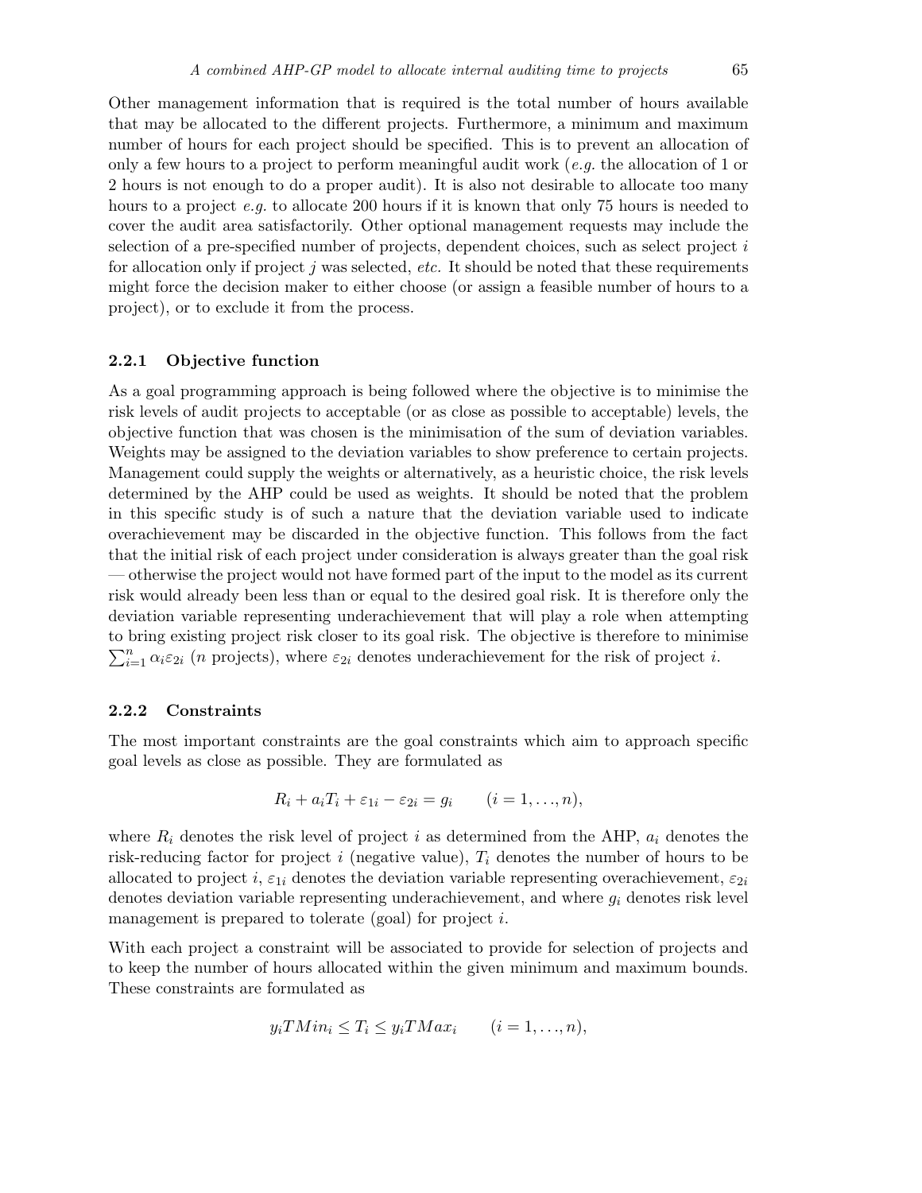Other management information that is required is the total number of hours available that may be allocated to the different projects. Furthermore, a minimum and maximum number of hours for each project should be specified. This is to prevent an allocation of only a few hours to a project to perform meaningful audit work (*e.g.* the allocation of 1 or 2 hours is not enough to do a proper audit). It is also not desirable to allocate too many hours to a project *e.g.* to allocate 200 hours if it is known that only 75 hours is needed to cover the audit area satisfactorily. Other optional management requests may include the selection of a pre-specified number of projects, dependent choices, such as select project $i$ for allocation only if project $j$ was selected, *etc.* It should be noted that these requirements might force the decision maker to either choose (or assign a feasible number of hours to a project), or to exclude it from the process.

### 2.2.1 Objective function

As a goal programming approach is being followed where the objective is to minimise the risk levels of audit projects to acceptable (or as close as possible to acceptable) levels, the objective function that was chosen is the minimisation of the sum of deviation variables. Weights may be assigned to the deviation variables to show preference to certain projects. Management could supply the weights or alternatively, as a heuristic choice, the risk levels determined by the AHP could be used as weights. It should be noted that the problem in this specific study is of such a nature that the deviation variable used to indicate overachievement may be discarded in the objective function. This follows from the fact that the initial risk of each project under consideration is always greater than the goal risk — otherwise the project would not have formed part of the input to the model as its current risk would already been less than or equal to the desired goal risk. It is therefore only the deviation variable representing underachievement that will play a role when attempting to bring existing project risk closer to its goal risk. The objective is therefore to minimise $\sum_{i=1}^{n} \alpha_i \varepsilon_{2i}$ ($n$ projects), where $\varepsilon_{2i}$ denotes underachievement for the risk of project $i$.

### 2.2.2 Constraints

The most important constraints are the goal constraints which aim to approach specific goal levels as close as possible. They are formulated as

$$R_i + a_i T_i + \varepsilon_{1i} - \varepsilon_{2i} = g_i \qquad (i = 1, \ldots, n),$$

where $R_i$ denotes the risk level of project $i$ as determined from the AHP, $a_i$ denotes the risk-reducing factor for project $i$ (negative value), $T_i$ denotes the number of hours to be allocated to project $i$, $\varepsilon_{1i}$ denotes the deviation variable representing overachievement, $\varepsilon_{2i}$ denotes deviation variable representing underachievement, and where $g_i$ denotes risk level management is prepared to tolerate (goal) for project $i$.

With each project a constraint will be associated to provide for selection of projects and to keep the number of hours allocated within the given minimum and maximum bounds. These constraints are formulated as

$$y_i TMin_i \leq T_i \leq y_i TMax_i \qquad (i = 1, \ldots, n),$$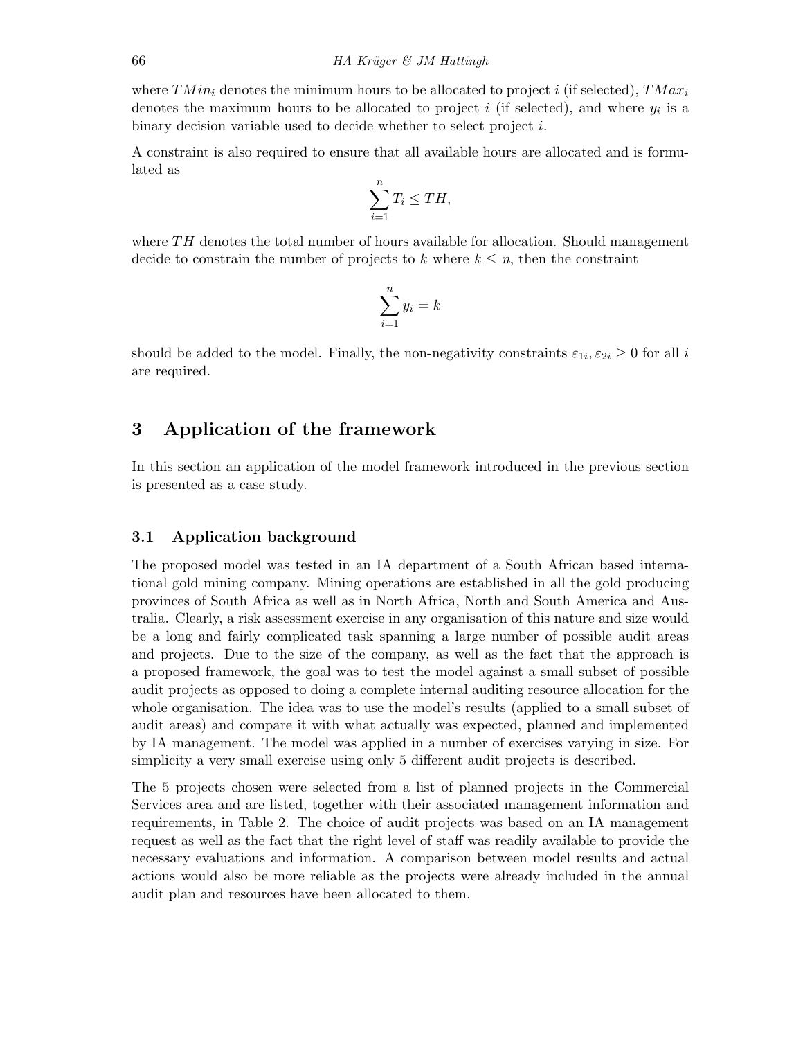where $TMin_i$ denotes the minimum hours to be allocated to project $i$ (if selected), $TMax_i$ denotes the maximum hours to be allocated to project $i$ (if selected), and where $y_i$ is a binary decision variable used to decide whether to select project $i$.

A constraint is also required to ensure that all available hours are allocated and is formulated as

$$\sum_{i=1}^{n} T_i \leq TH,$$

where $TH$ denotes the total number of hours available for allocation. Should management decide to constrain the number of projects to $k$ where $k \leq n$, then the constraint

$$\sum_{i=1}^{n} y_i = k$$

should be added to the model. Finally, the non-negativity constraints $\varepsilon_{1i}, \varepsilon_{2i} \geq 0$ for all $i$ are required.

# 3 Application of the framework

In this section an application of the model framework introduced in the previous section is presented as a case study.

## 3.1 Application background

The proposed model was tested in an IA department of a South African based international gold mining company. Mining operations are established in all the gold producing provinces of South Africa as well as in North Africa, North and South America and Australia. Clearly, a risk assessment exercise in any organisation of this nature and size would be a long and fairly complicated task spanning a large number of possible audit areas and projects. Due to the size of the company, as well as the fact that the approach is a proposed framework, the goal was to test the model against a small subset of possible audit projects as opposed to doing a complete internal auditing resource allocation for the whole organisation. The idea was to use the model's results (applied to a small subset of audit areas) and compare it with what actually was expected, planned and implemented by IA management. The model was applied in a number of exercises varying in size. For simplicity a very small exercise using only 5 different audit projects is described.

The 5 projects chosen were selected from a list of planned projects in the Commercial Services area and are listed, together with their associated management information and requirements, in Table 2. The choice of audit projects was based on an IA management request as well as the fact that the right level of staff was readily available to provide the necessary evaluations and information. A comparison between model results and actual actions would also be more reliable as the projects were already included in the annual audit plan and resources have been allocated to them.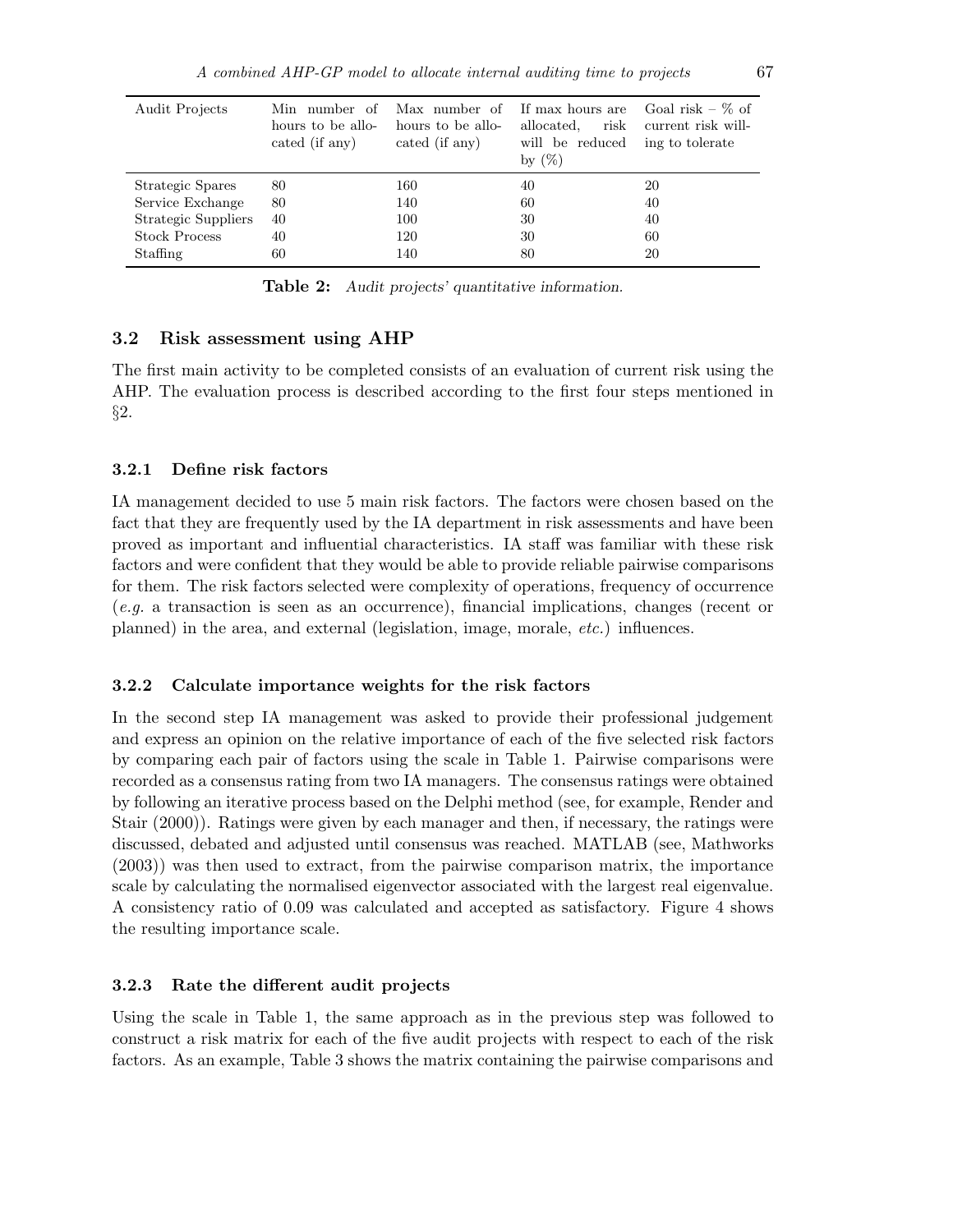| Audit Projects | Min number of hours to be allocated (if any) | Max number of hours to be allocated (if any) | If max hours are allocated, risk will be reduced by (%) | Goal risk – % of current risk willing to tolerate |
|---|---|---|---|---|
| Strategic Spares | 80 | 160 | 40 | 20 |
| Service Exchange | 80 | 140 | 60 | 40 |
| Strategic Suppliers | 40 | 100 | 30 | 40 |
| Stock Process | 40 | 120 | 30 | 60 |
| Staffing | 60 | 140 | 80 | 20 |

**Table 2:** *Audit projects' quantitative information.*

### 3.2 Risk assessment using AHP

The first main activity to be completed consists of an evaluation of current risk using the AHP. The evaluation process is described according to the first four steps mentioned in §2.

#### 3.2.1 Define risk factors

IA management decided to use 5 main risk factors. The factors were chosen based on the fact that they are frequently used by the IA department in risk assessments and have been proved as important and influential characteristics. IA staff was familiar with these risk factors and were confident that they would be able to provide reliable pairwise comparisons for them. The risk factors selected were complexity of operations, frequency of occurrence (*e.g.* a transaction is seen as an occurrence), financial implications, changes (recent or planned) in the area, and external (legislation, image, morale, *etc.*) influences.

#### 3.2.2 Calculate importance weights for the risk factors

In the second step IA management was asked to provide their professional judgement and express an opinion on the relative importance of each of the five selected risk factors by comparing each pair of factors using the scale in Table 1. Pairwise comparisons were recorded as a consensus rating from two IA managers. The consensus ratings were obtained by following an iterative process based on the Delphi method (see, for example, Render and Stair (2000)). Ratings were given by each manager and then, if necessary, the ratings were discussed, debated and adjusted until consensus was reached. MATLAB (see, Mathworks (2003)) was then used to extract, from the pairwise comparison matrix, the importance scale by calculating the normalised eigenvector associated with the largest real eigenvalue. A consistency ratio of 0.09 was calculated and accepted as satisfactory. Figure 4 shows the resulting importance scale.

#### 3.2.3 Rate the different audit projects

Using the scale in Table 1, the same approach as in the previous step was followed to construct a risk matrix for each of the five audit projects with respect to each of the risk factors. As an example, Table 3 shows the matrix containing the pairwise comparisons and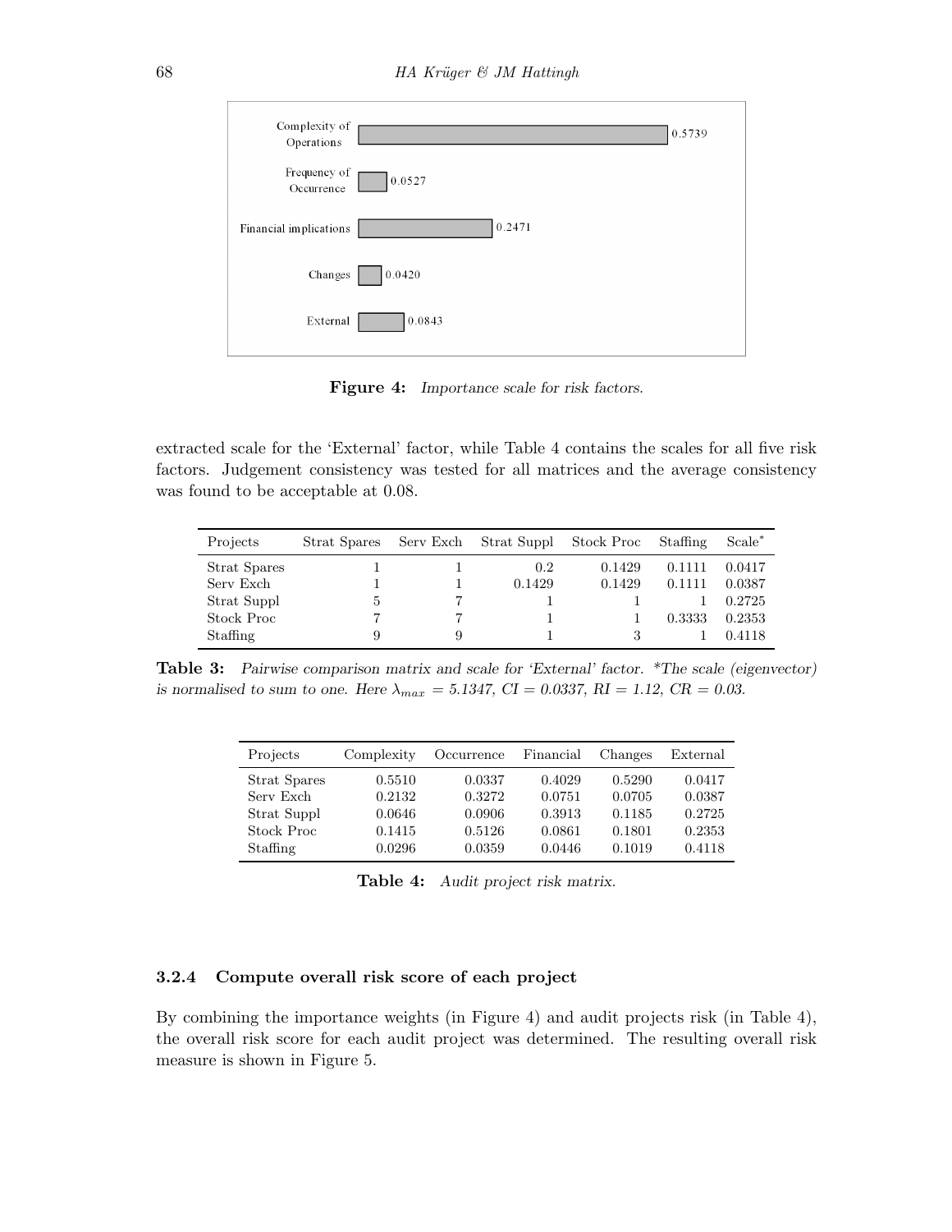**Figure 4:** *Importance scale for risk factors.*

extracted scale for the 'External' factor, while Table 4 contains the scales for all five risk factors. Judgement consistency was tested for all matrices and the average consistency was found to be acceptable at 0.08.

| Projects | Strat Spares | Serv Exch | Strat Suppl | Stock Proc | Staffing | Scale* |
|---|---|---|---|---|---|---|
| Strat Spares | 1 | 1 | 0.2 | 0.1429 | 0.1111 | 0.0417 |
| Serv Exch | 1 | 1 | 0.1429 | 0.1429 | 0.1111 | 0.0387 |
| Strat Suppl | 5 | 7 | 1 | 1 | 1 | 0.2725 |
| Stock Proc | 7 | 7 | 1 | 1 | 0.3333 | 0.2353 |
| Staffing | 9 | 9 | 1 | 3 | 1 | 0.4118 |

**Table 3:** *Pairwise comparison matrix and scale for 'External' factor. \*The scale (eigenvector) is normalised to sum to one. Here $\lambda_{max}$ = 5.1347, CI = 0.0337, RI = 1.12, CR = 0.03.*

| Projects | Complexity | Occurrence | Financial | Changes | External |
|---|---|---|---|---|---|
| Strat Spares | 0.5510 | 0.0337 | 0.4029 | 0.5290 | 0.0417 |
| Serv Exch | 0.2132 | 0.3272 | 0.0751 | 0.0705 | 0.0387 |
| Strat Suppl | 0.0646 | 0.0906 | 0.3913 | 0.1185 | 0.2725 |
| Stock Proc | 0.1415 | 0.5126 | 0.0861 | 0.1801 | 0.2353 |
| Staffing | 0.0296 | 0.0359 | 0.0446 | 0.1019 | 0.4118 |

**Table 4:** *Audit project risk matrix.*

### 3.2.4 Compute overall risk score of each project

By combining the importance weights (in Figure 4) and audit projects risk (in Table 4), the overall risk score for each audit project was determined. The resulting overall risk measure is shown in Figure 5.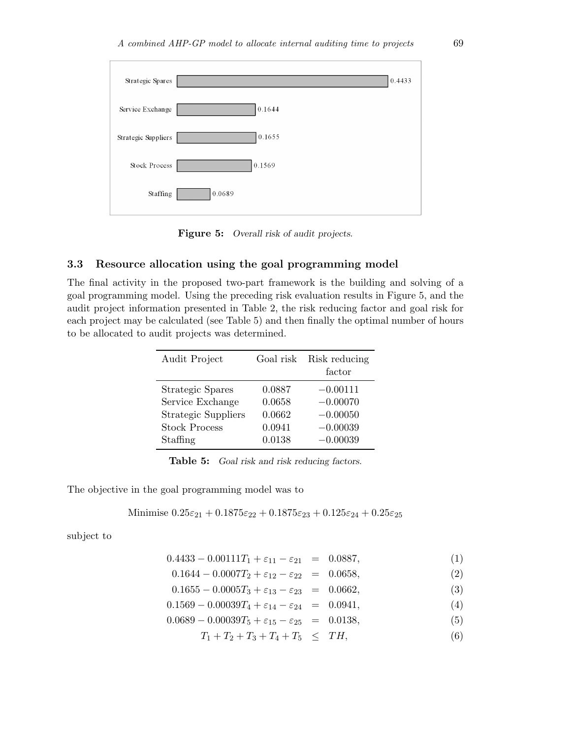Figure 5: *Overall risk of audit projects.*

### 3.3 Resource allocation using the goal programming model

The final activity in the proposed two-part framework is the building and solving of a goal programming model. Using the preceding risk evaluation results in Figure 5, and the audit project information presented in Table 2, the risk reducing factor and goal risk for each project may be calculated (see Table 5) and then finally the optimal number of hours to be allocated to audit projects was determined.

| Audit Project | Goal risk | Risk reducing factor |
|---|---|---|
| Strategic Spares | 0.0887 | −0.00111 |
| Service Exchange | 0.0658 | −0.00070 |
| Strategic Suppliers | 0.0662 | −0.00050 |
| Stock Process | 0.0941 | −0.00039 |
| Staffing | 0.0138 | −0.00039 |

**Table 5:** *Goal risk and risk reducing factors.*

The objective in the goal programming model was to

$$\text{Minimise } 0.25\varepsilon_{21} + 0.1875\varepsilon_{22} + 0.1875\varepsilon_{23} + 0.125\varepsilon_{24} + 0.25\varepsilon_{25}$$

subject to

$$0.4433 - 0.00111T_1 + \varepsilon_{11} - \varepsilon_{21} = 0.0887, \tag{1}$$

$$0.1644 - 0.0007T_2 + \varepsilon_{12} - \varepsilon_{22} = 0.0658, \tag{2}$$

$$0.1655 - 0.0005T_3 + \varepsilon_{13} - \varepsilon_{23} = 0.0662, \tag{3}$$

$$0.1569 - 0.00039T_4 + \varepsilon_{14} - \varepsilon_{24} = 0.0941, \tag{4}$$

$$0.0689 - 0.00039T_5 + \varepsilon_{15} - \varepsilon_{25} = 0.0138, \tag{5}$$

$$T_1 + T_2 + T_3 + T_4 + T_5 \leq TH, \tag{6}$$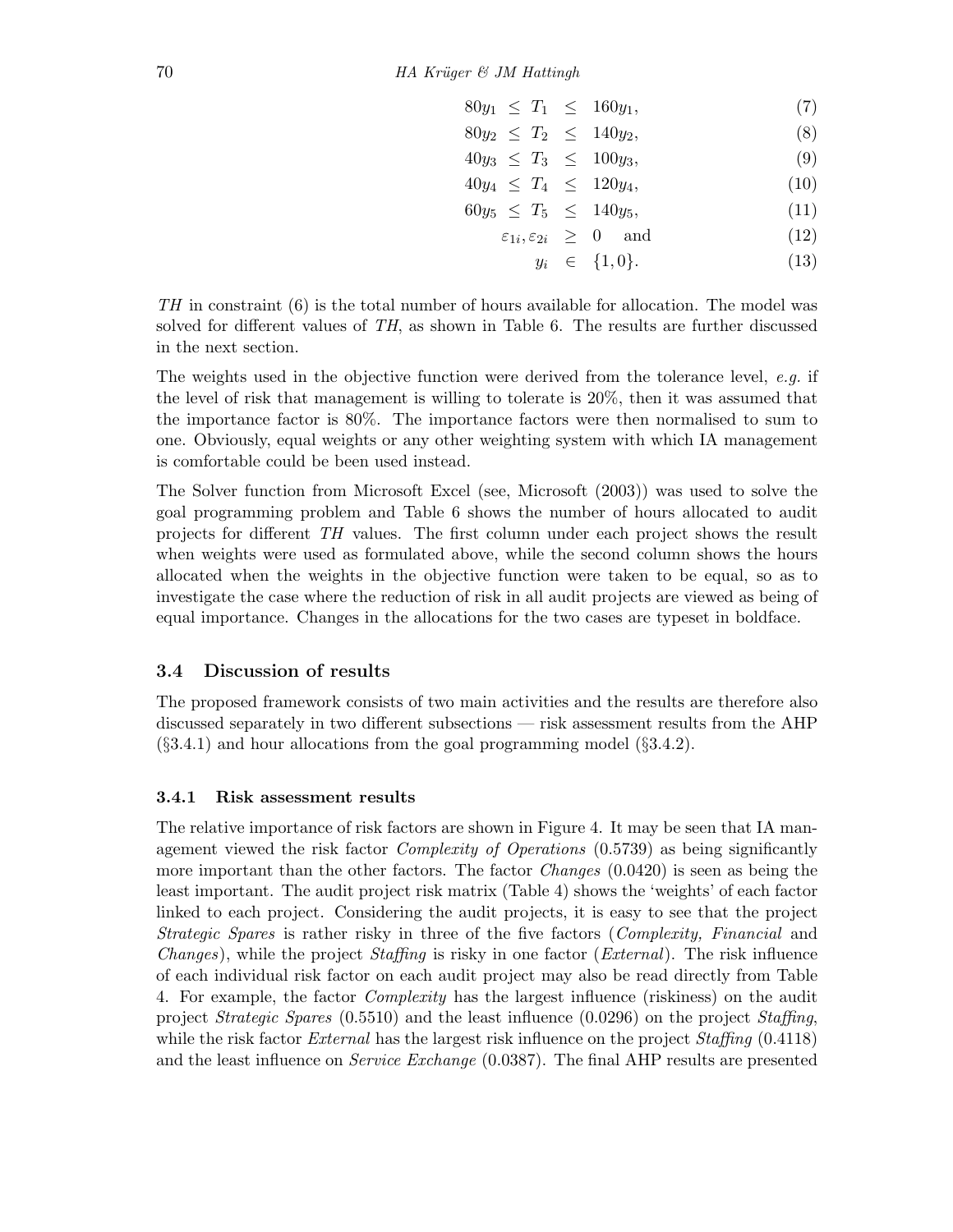$$80y_1 \leq T_1 \leq 160y_1, \tag{7}$$

$$80y_2 \leq T_2 \leq 140y_2, \tag{8}$$

$$40y_3 \leq T_3 \leq 100y_3, \tag{9}$$

$$40y_4 \leq T_4 \leq 120y_4, \tag{10}$$

$$60y_5 \leq T_5 \leq 140y_5, \tag{11}$$

$$\varepsilon_{1i}, \varepsilon_{2i} \geq 0 \quad \text{and} \tag{12}$$

$$y_i \in \{1, 0\}. \tag{13}$$

*TH* in constraint (6) is the total number of hours available for allocation. The model was solved for different values of *TH*, as shown in Table 6. The results are further discussed in the next section.

The weights used in the objective function were derived from the tolerance level, *e.g.* if the level of risk that management is willing to tolerate is 20%, then it was assumed that the importance factor is 80%. The importance factors were then normalised to sum to one. Obviously, equal weights or any other weighting system with which IA management is comfortable could be been used instead.

The Solver function from Microsoft Excel (see, Microsoft (2003)) was used to solve the goal programming problem and Table 6 shows the number of hours allocated to audit projects for different *TH* values. The first column under each project shows the result when weights were used as formulated above, while the second column shows the hours allocated when the weights in the objective function were taken to be equal, so as to investigate the case where the reduction of risk in all audit projects are viewed as being of equal importance. Changes in the allocations for the two cases are typeset in boldface.

## 3.4 Discussion of results

The proposed framework consists of two main activities and the results are therefore also discussed separately in two different subsections — risk assessment results from the AHP (§3.4.1) and hour allocations from the goal programming model (§3.4.2).

### 3.4.1 Risk assessment results

The relative importance of risk factors are shown in Figure 4. It may be seen that IA management viewed the risk factor *Complexity of Operations* (0.5739) as being significantly more important than the other factors. The factor *Changes* (0.0420) is seen as being the least important. The audit project risk matrix (Table 4) shows the 'weights' of each factor linked to each project. Considering the audit projects, it is easy to see that the project *Strategic Spares* is rather risky in three of the five factors (*Complexity, Financial* and *Changes*), while the project *Staffing* is risky in one factor (*External*). The risk influence of each individual risk factor on each audit project may also be read directly from Table 4. For example, the factor *Complexity* has the largest influence (riskiness) on the audit project *Strategic Spares* (0.5510) and the least influence (0.0296) on the project *Staffing*, while the risk factor *External* has the largest risk influence on the project *Staffing* (0.4118) and the least influence on *Service Exchange* (0.0387). The final AHP results are presented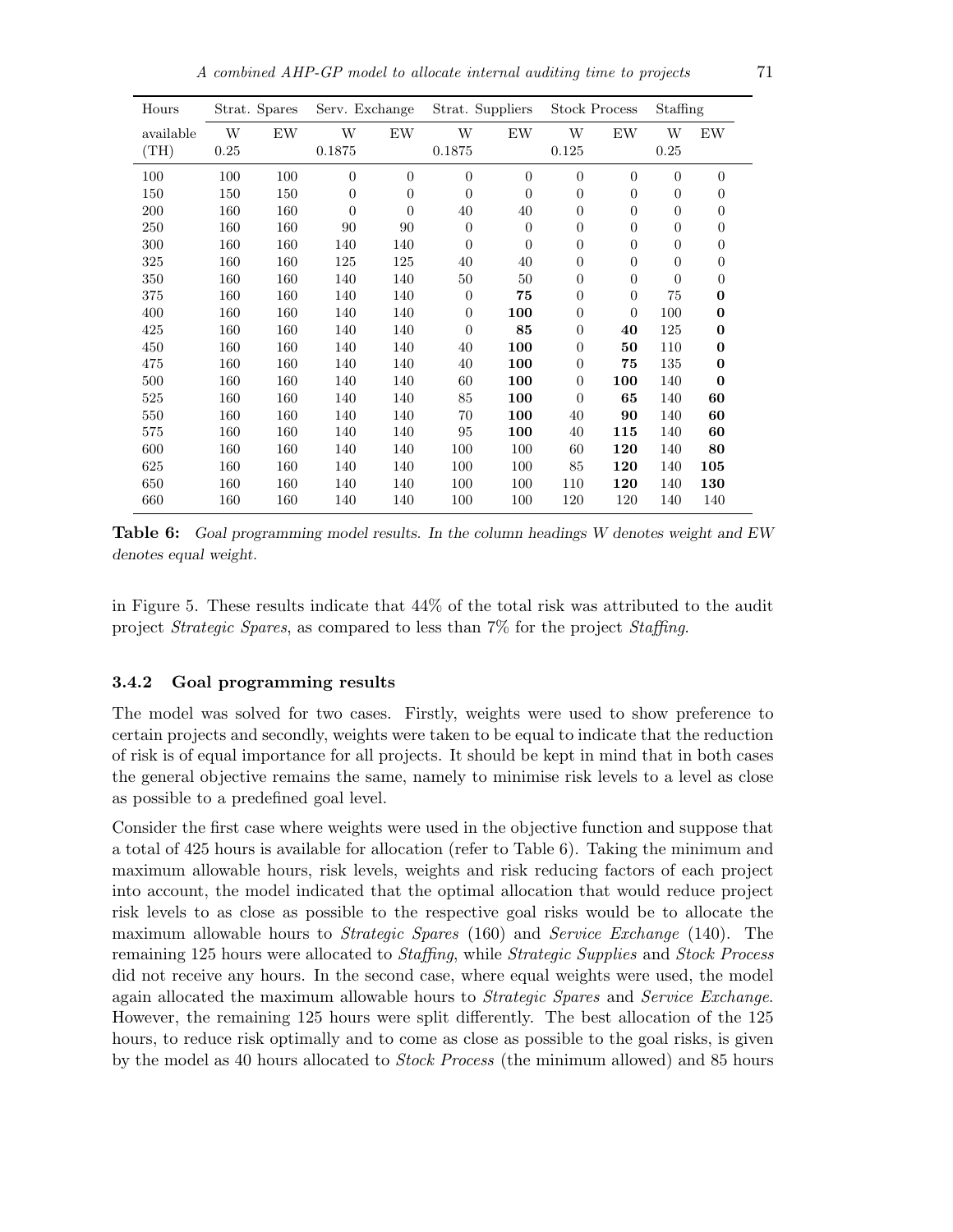| Hours | Strat. Spares | | Serv. Exchange | | Strat. Suppliers | | Stock Process | | Staffing | |
|---|---|---|---|---|---|---|---|---|---|---|
| available | W | EW | W | EW | W | EW | W | EW | W | EW |
| (TH) | 0.25 | | 0.1875 | | 0.1875 | | 0.125 | | 0.25 | |
| 100 | 100 | 100 | 0 | 0 | 0 | 0 | 0 | 0 | 0 | 0 |
| 150 | 150 | 150 | 0 | 0 | 0 | 0 | 0 | 0 | 0 | 0 |
| 200 | 160 | 160 | 0 | 0 | 40 | 40 | 0 | 0 | 0 | 0 |
| 250 | 160 | 160 | 90 | 90 | 0 | 0 | 0 | 0 | 0 | 0 |
| 300 | 160 | 160 | 140 | 140 | 0 | 0 | 0 | 0 | 0 | 0 |
| 325 | 160 | 160 | 125 | 125 | 40 | 40 | 0 | 0 | 0 | 0 |
| 350 | 160 | 160 | 140 | 140 | 50 | 50 | 0 | 0 | 0 | 0 |
| 375 | 160 | 160 | 140 | 140 | 0 | **75** | 0 | 0 | 75 | **0** |
| 400 | 160 | 160 | 140 | 140 | 0 | **100** | 0 | 0 | 100 | **0** |
| 425 | 160 | 160 | 140 | 140 | 0 | **85** | 0 | **40** | 125 | **0** |
| 450 | 160 | 160 | 140 | 140 | 40 | **100** | 0 | **50** | 110 | **0** |
| 475 | 160 | 160 | 140 | 140 | 40 | **100** | 0 | **75** | 135 | **0** |
| 500 | 160 | 160 | 140 | 140 | 60 | **100** | 0 | **100** | 140 | **0** |
| 525 | 160 | 160 | 140 | 140 | 85 | **100** | 0 | **65** | 140 | **60** |
| 550 | 160 | 160 | 140 | 140 | 70 | **100** | 40 | **90** | 140 | **60** |
| 575 | 160 | 160 | 140 | 140 | 95 | **100** | 40 | **115** | 140 | **60** |
| 600 | 160 | 160 | 140 | 140 | 100 | 100 | 60 | **120** | 140 | **80** |
| 625 | 160 | 160 | 140 | 140 | 100 | 100 | 85 | **120** | 140 | **105** |
| 650 | 160 | 160 | 140 | 140 | 100 | 100 | 110 | **120** | 140 | **130** |
| 660 | 160 | 160 | 140 | 140 | 100 | 100 | 120 | 120 | 140 | 140 |

**Table 6:** *Goal programming model results. In the column headings W denotes weight and EW denotes equal weight.*

in Figure 5. These results indicate that 44% of the total risk was attributed to the audit project *Strategic Spares*, as compared to less than 7% for the project *Staffing*.

### 3.4.2 Goal programming results

The model was solved for two cases. Firstly, weights were used to show preference to certain projects and secondly, weights were taken to be equal to indicate that the reduction of risk is of equal importance for all projects. It should be kept in mind that in both cases the general objective remains the same, namely to minimise risk levels to a level as close as possible to a predefined goal level.

Consider the first case where weights were used in the objective function and suppose that a total of 425 hours is available for allocation (refer to Table 6). Taking the minimum and maximum allowable hours, risk levels, weights and risk reducing factors of each project into account, the model indicated that the optimal allocation that would reduce project risk levels to as close as possible to the respective goal risks would be to allocate the maximum allowable hours to *Strategic Spares* (160) and *Service Exchange* (140). The remaining 125 hours were allocated to *Staffing*, while *Strategic Supplies* and *Stock Process* did not receive any hours. In the second case, where equal weights were used, the model again allocated the maximum allowable hours to *Strategic Spares* and *Service Exchange*. However, the remaining 125 hours were split differently. The best allocation of the 125 hours, to reduce risk optimally and to come as close as possible to the goal risks, is given by the model as 40 hours allocated to *Stock Process* (the minimum allowed) and 85 hours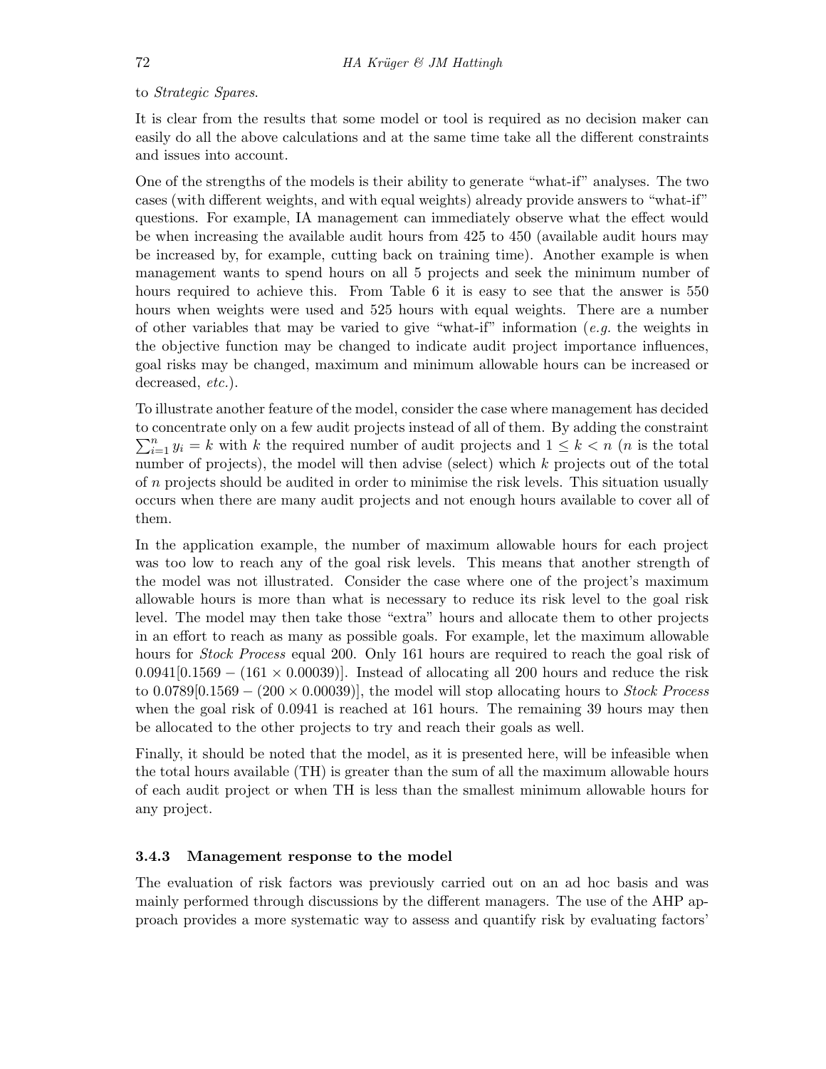to *Strategic Spares*.

It is clear from the results that some model or tool is required as no decision maker can easily do all the above calculations and at the same time take all the different constraints and issues into account.

One of the strengths of the models is their ability to generate "what-if" analyses. The two cases (with different weights, and with equal weights) already provide answers to "what-if" questions. For example, IA management can immediately observe what the effect would be when increasing the available audit hours from 425 to 450 (available audit hours may be increased by, for example, cutting back on training time). Another example is when management wants to spend hours on all 5 projects and seek the minimum number of hours required to achieve this. From Table 6 it is easy to see that the answer is 550 hours when weights were used and 525 hours with equal weights. There are a number of other variables that may be varied to give "what-if" information (*e.g.* the weights in the objective function may be changed to indicate audit project importance influences, goal risks may be changed, maximum and minimum allowable hours can be increased or decreased, *etc.*).

To illustrate another feature of the model, consider the case where management has decided to concentrate only on a few audit projects instead of all of them. By adding the constraint $\sum_{i=1}^{n} y_i = k$ with $k$ the required number of audit projects and $1 \leq k < n$ ($n$ is the total number of projects), the model will then advise (select) which $k$ projects out of the total of $n$ projects should be audited in order to minimise the risk levels. This situation usually occurs when there are many audit projects and not enough hours available to cover all of them.

In the application example, the number of maximum allowable hours for each project was too low to reach any of the goal risk levels. This means that another strength of the model was not illustrated. Consider the case where one of the project's maximum allowable hours is more than what is necessary to reduce its risk level to the goal risk level. The model may then take those "extra" hours and allocate them to other projects in an effort to reach as many as possible goals. For example, let the maximum allowable hours for *Stock Process* equal 200. Only 161 hours are required to reach the goal risk of $0.0941[0.1569 - (161 \times 0.00039)]$. Instead of allocating all 200 hours and reduce the risk to $0.0789[0.1569 - (200 \times 0.00039)]$, the model will stop allocating hours to *Stock Process* when the goal risk of 0.0941 is reached at 161 hours. The remaining 39 hours may then be allocated to the other projects to try and reach their goals as well.

Finally, it should be noted that the model, as it is presented here, will be infeasible when the total hours available (TH) is greater than the sum of all the maximum allowable hours of each audit project or when TH is less than the smallest minimum allowable hours for any project.

### 3.4.3 Management response to the model

The evaluation of risk factors was previously carried out on an ad hoc basis and was mainly performed through discussions by the different managers. The use of the AHP approach provides a more systematic way to assess and quantify risk by evaluating factors'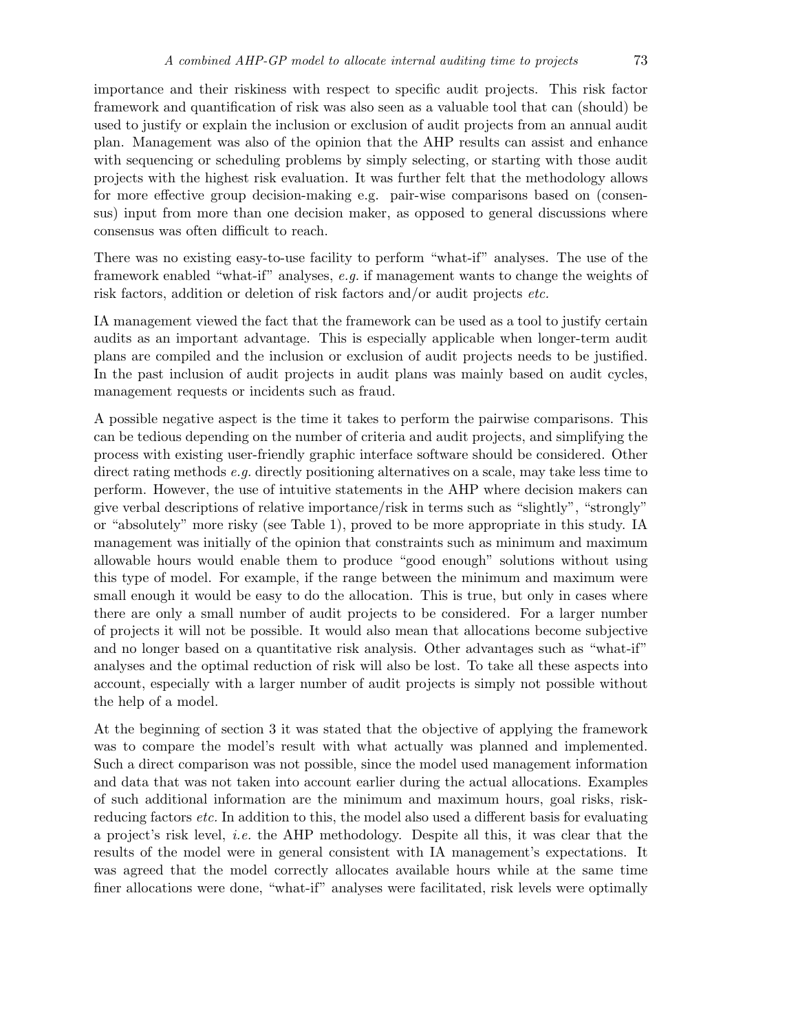importance and their riskiness with respect to specific audit projects. This risk factor framework and quantification of risk was also seen as a valuable tool that can (should) be used to justify or explain the inclusion or exclusion of audit projects from an annual audit plan. Management was also of the opinion that the AHP results can assist and enhance with sequencing or scheduling problems by simply selecting, or starting with those audit projects with the highest risk evaluation. It was further felt that the methodology allows for more effective group decision-making e.g. pair-wise comparisons based on (consensus) input from more than one decision maker, as opposed to general discussions where consensus was often difficult to reach.

There was no existing easy-to-use facility to perform "what-if" analyses. The use of the framework enabled "what-if" analyses, *e.g.* if management wants to change the weights of risk factors, addition or deletion of risk factors and/or audit projects *etc.*

IA management viewed the fact that the framework can be used as a tool to justify certain audits as an important advantage. This is especially applicable when longer-term audit plans are compiled and the inclusion or exclusion of audit projects needs to be justified. In the past inclusion of audit projects in audit plans was mainly based on audit cycles, management requests or incidents such as fraud.

A possible negative aspect is the time it takes to perform the pairwise comparisons. This can be tedious depending on the number of criteria and audit projects, and simplifying the process with existing user-friendly graphic interface software should be considered. Other direct rating methods *e.g.* directly positioning alternatives on a scale, may take less time to perform. However, the use of intuitive statements in the AHP where decision makers can give verbal descriptions of relative importance/risk in terms such as "slightly", "strongly" or "absolutely" more risky (see Table 1), proved to be more appropriate in this study. IA management was initially of the opinion that constraints such as minimum and maximum allowable hours would enable them to produce "good enough" solutions without using this type of model. For example, if the range between the minimum and maximum were small enough it would be easy to do the allocation. This is true, but only in cases where there are only a small number of audit projects to be considered. For a larger number of projects it will not be possible. It would also mean that allocations become subjective and no longer based on a quantitative risk analysis. Other advantages such as "what-if" analyses and the optimal reduction of risk will also be lost. To take all these aspects into account, especially with a larger number of audit projects is simply not possible without the help of a model.

At the beginning of section 3 it was stated that the objective of applying the framework was to compare the model's result with what actually was planned and implemented. Such a direct comparison was not possible, since the model used management information and data that was not taken into account earlier during the actual allocations. Examples of such additional information are the minimum and maximum hours, goal risks, risk-reducing factors *etc.* In addition to this, the model also used a different basis for evaluating a project's risk level, *i.e.* the AHP methodology. Despite all this, it was clear that the results of the model were in general consistent with IA management's expectations. It was agreed that the model correctly allocates available hours while at the same time finer allocations were done, "what-if" analyses were facilitated, risk levels were optimally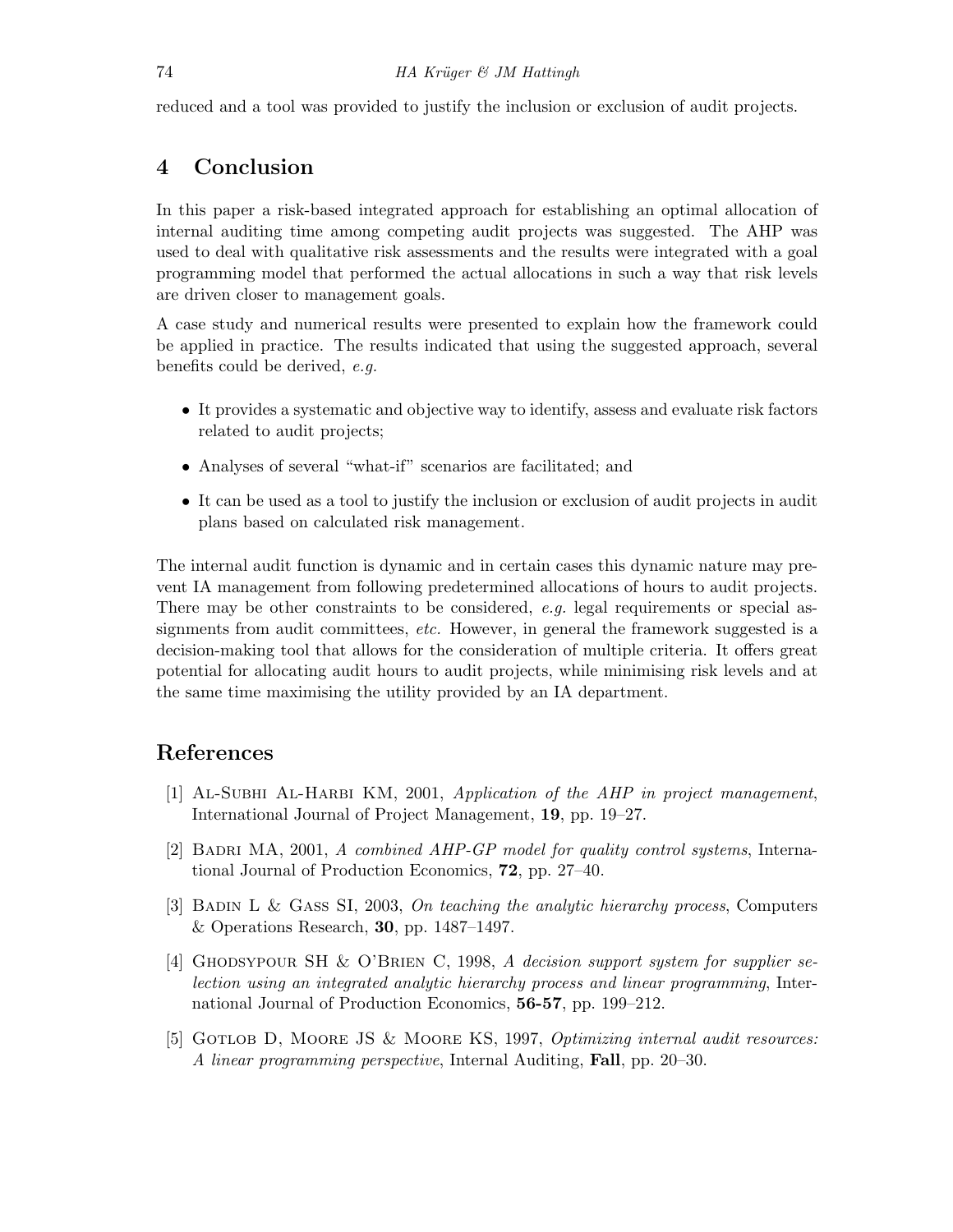reduced and a tool was provided to justify the inclusion or exclusion of audit projects.

## 4 Conclusion

In this paper a risk-based integrated approach for establishing an optimal allocation of internal auditing time among competing audit projects was suggested. The AHP was used to deal with qualitative risk assessments and the results were integrated with a goal programming model that performed the actual allocations in such a way that risk levels are driven closer to management goals.

A case study and numerical results were presented to explain how the framework could be applied in practice. The results indicated that using the suggested approach, several benefits could be derived, *e.g.*

- It provides a systematic and objective way to identify, assess and evaluate risk factors related to audit projects;
- Analyses of several "what-if" scenarios are facilitated; and
- It can be used as a tool to justify the inclusion or exclusion of audit projects in audit plans based on calculated risk management.

The internal audit function is dynamic and in certain cases this dynamic nature may prevent IA management from following predetermined allocations of hours to audit projects. There may be other constraints to be considered, *e.g.* legal requirements or special assignments from audit committees, *etc.* However, in general the framework suggested is a decision-making tool that allows for the consideration of multiple criteria. It offers great potential for allocating audit hours to audit projects, while minimising risk levels and at the same time maximising the utility provided by an IA department.

## References

[1] Al-Subhi Al-Harbi KM, 2001, *Application of the AHP in project management*, International Journal of Project Management, **19**, pp. 19–27.

[2] Badri MA, 2001, *A combined AHP-GP model for quality control systems*, International Journal of Production Economics, **72**, pp. 27–40.

[3] Badin L & Gass SI, 2003, *On teaching the analytic hierarchy process*, Computers & Operations Research, **30**, pp. 1487–1497.

[4] Ghodsypour SH & O'Brien C, 1998, *A decision support system for supplier selection using an integrated analytic hierarchy process and linear programming*, International Journal of Production Economics, **56-57**, pp. 199–212.

[5] Gotlob D, Moore JS & Moore KS, 1997, *Optimizing internal audit resources: A linear programming perspective*, Internal Auditing, **Fall**, pp. 20–30.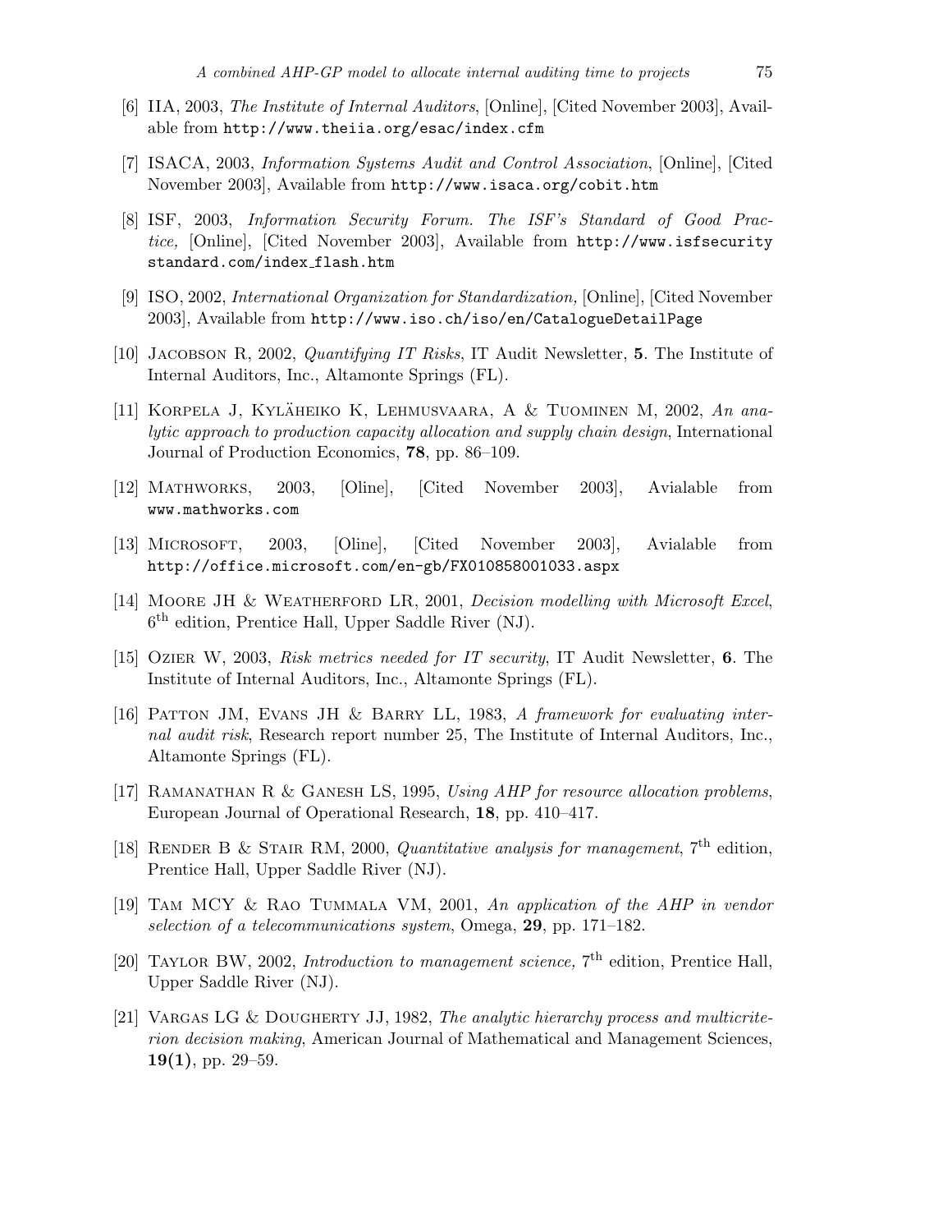[6] IIA, 2003, *The Institute of Internal Auditors*, [Online], [Cited November 2003], Available from http://www.theiia.org/esac/index.cfm

[7] ISACA, 2003, *Information Systems Audit and Control Association*, [Online], [Cited November 2003], Available from http://www.isaca.org/cobit.htm

[8] ISF, 2003, *Information Security Forum. The ISF's Standard of Good Practice,* [Online], [Cited November 2003], Available from http://www.isfsecuritystandard.com/index_flash.htm

[9] ISO, 2002, *International Organization for Standardization,* [Online], [Cited November 2003], Available from http://www.iso.ch/iso/en/CatalogueDetailPage

[10] Jacobson R, 2002, *Quantifying IT Risks*, IT Audit Newsletter, **5**. The Institute of Internal Auditors, Inc., Altamonte Springs (FL).

[11] Korpela J, Kyläheiko K, Lehmusvaara, A & Tuominen M, 2002, *An analytic approach to production capacity allocation and supply chain design*, International Journal of Production Economics, **78**, pp. 86–109.

[12] Mathworks, 2003, [Oline], [Cited November 2003], Avialable from www.mathworks.com

[13] Microsoft, 2003, [Oline], [Cited November 2003], Avialable from http://office.microsoft.com/en-gb/FX010858001033.aspx

[14] Moore JH & Weatherford LR, 2001, *Decision modelling with Microsoft Excel*, 6th edition, Prentice Hall, Upper Saddle River (NJ).

[15] Ozier W, 2003, *Risk metrics needed for IT security*, IT Audit Newsletter, **6**. The Institute of Internal Auditors, Inc., Altamonte Springs (FL).

[16] Patton JM, Evans JH & Barry LL, 1983, *A framework for evaluating internal audit risk*, Research report number 25, The Institute of Internal Auditors, Inc., Altamonte Springs (FL).

[17] Ramanathan R & Ganesh LS, 1995, *Using AHP for resource allocation problems*, European Journal of Operational Research, **18**, pp. 410–417.

[18] Render B & Stair RM, 2000, *Quantitative analysis for management*, 7th edition, Prentice Hall, Upper Saddle River (NJ).

[19] Tam MCY & Rao Tummala VM, 2001, *An application of the AHP in vendor selection of a telecommunications system*, Omega, **29**, pp. 171–182.

[20] Taylor BW, 2002, *Introduction to management science,* 7th edition, Prentice Hall, Upper Saddle River (NJ).

[21] Vargas LG & Dougherty JJ, 1982, *The analytic hierarchy process and multicriterion decision making*, American Journal of Mathematical and Management Sciences, **19(1)**, pp. 29–59.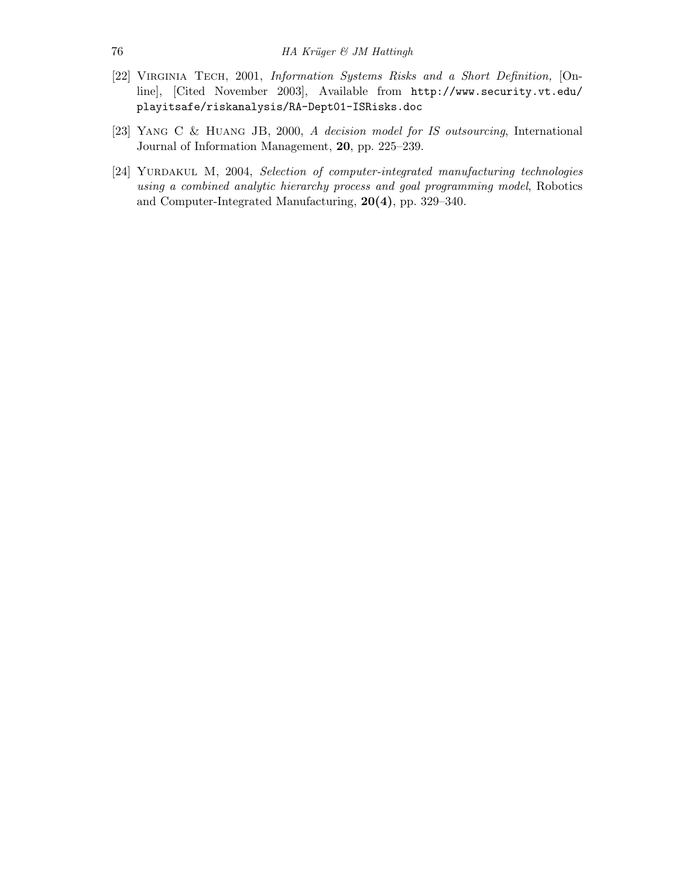[22] Virginia Tech, 2001, *Information Systems Risks and a Short Definition,* [Online], [Cited November 2003], Available from `http://www.security.vt.edu/playitsafe/riskanalysis/RA-Dept01-ISRisks.doc`

[23] Yang C & Huang JB, 2000, *A decision model for IS outsourcing*, International Journal of Information Management, **20**, pp. 225–239.

[24] Yurdakul M, 2004, *Selection of computer-integrated manufacturing technologies using a combined analytic hierarchy process and goal programming model*, Robotics and Computer-Integrated Manufacturing, **20(4)**, pp. 329–340.